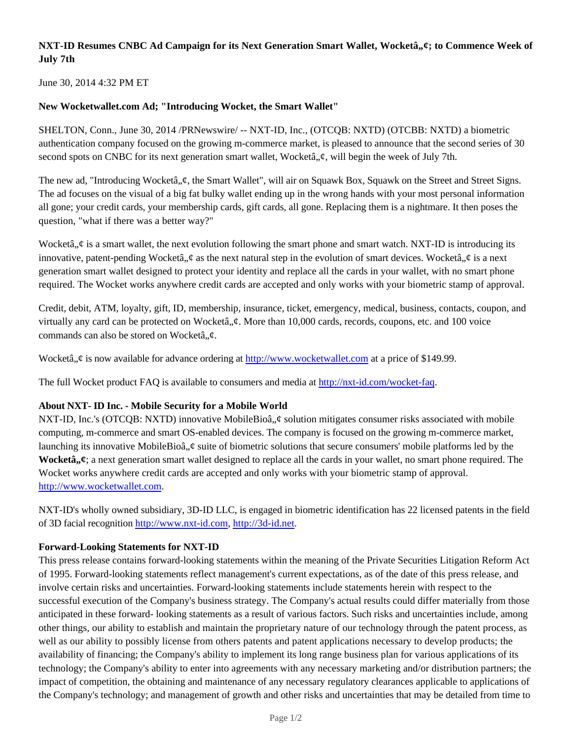# NXT-ID Resumes CNBC Ad Campaign for its Next Generation Smart Wallet, Wocketâ„¢; to Commence Week of July 7th

June 30, 2014 4:32 PM ET

**New Wocketwallet.com Ad; "Introducing Wocket, the Smart Wallet"**

SHELTON, Conn., June 30, 2014 /PRNewswire/ -- NXT-ID, Inc., (OTCQB: NXTD) (OTCBB: NXTD) a biometric authentication company focused on the growing m-commerce market, is pleased to announce that the second series of 30 second spots on CNBC for its next generation smart wallet, Wocketâ„¢, will begin the week of July 7th.

The new ad, "Introducing Wocketâ„¢, the Smart Wallet", will air on Squawk Box, Squawk on the Street and Street Signs. The ad focuses on the visual of a big fat bulky wallet ending up in the wrong hands with your most personal information all gone; your credit cards, your membership cards, gift cards, all gone. Replacing them is a nightmare. It then poses the question, "what if there was a better way?"

Wocketâ„¢ is a smart wallet, the next evolution following the smart phone and smart watch. NXT-ID is introducing its innovative, patent-pending Wocketâ„¢ as the next natural step in the evolution of smart devices. Wocketâ„¢ is a next generation smart wallet designed to protect your identity and replace all the cards in your wallet, with no smart phone required. The Wocket works anywhere credit cards are accepted and only works with your biometric stamp of approval.

Credit, debit, ATM, loyalty, gift, ID, membership, insurance, ticket, emergency, medical, business, contacts, coupon, and virtually any card can be protected on Wocketâ„¢. More than 10,000 cards, records, coupons, etc. and 100 voice commands can also be stored on Wocketâ„¢.

Wocketâ„¢ is now available for advance ordering at [http://www.wocketwallet.com](http://www.wocketwallet.com) at a price of $149.99.

The full Wocket product FAQ is available to consumers and media at [http://nxt-id.com/wocket-faq](http://nxt-id.com/wocket-faq).

**About NXT- ID Inc. - Mobile Security for a Mobile World**

NXT-ID, Inc.'s (OTCQB: NXTD) innovative MobileBioâ„¢ solution mitigates consumer risks associated with mobile computing, m-commerce and smart OS-enabled devices. The company is focused on the growing m-commerce market, launching its innovative MobileBioâ„¢ suite of biometric solutions that secure consumers' mobile platforms led by the **Wocketâ„¢**; a next generation smart wallet designed to replace all the cards in your wallet, no smart phone required. The Wocket works anywhere credit cards are accepted and only works with your biometric stamp of approval. [http://www.wocketwallet.com](http://www.wocketwallet.com).

NXT-ID's wholly owned subsidiary, 3D-ID LLC, is engaged in biometric identification has 22 licensed patents in the field of 3D facial recognition [http://www.nxt-id.com](http://www.nxt-id.com), [http://3d-id.net](http://3d-id.net).

**Forward-Looking Statements for NXT-ID**

This press release contains forward-looking statements within the meaning of the Private Securities Litigation Reform Act of 1995. Forward-looking statements reflect management's current expectations, as of the date of this press release, and involve certain risks and uncertainties. Forward-looking statements include statements herein with respect to the successful execution of the Company's business strategy. The Company's actual results could differ materially from those anticipated in these forward- looking statements as a result of various factors. Such risks and uncertainties include, among other things, our ability to establish and maintain the proprietary nature of our technology through the patent process, as well as our ability to possibly license from others patents and patent applications necessary to develop products; the availability of financing; the Company's ability to implement its long range business plan for various applications of its technology; the Company's ability to enter into agreements with any necessary marketing and/or distribution partners; the impact of competition, the obtaining and maintenance of any necessary regulatory clearances applicable to applications of the Company's technology; and management of growth and other risks and uncertainties that may be detailed from time to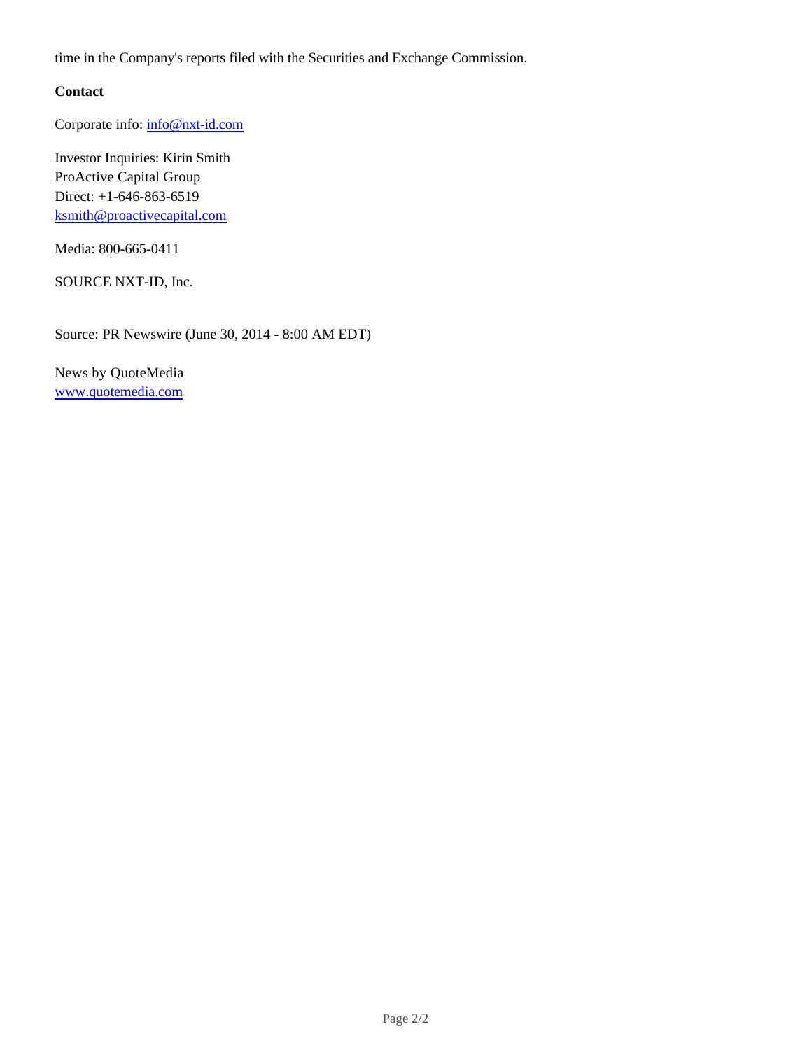time in the Company's reports filed with the Securities and Exchange Commission.

**Contact**

Corporate info: info@nxt-id.com

Investor Inquiries: Kirin Smith
ProActive Capital Group
Direct: +1-646-863-6519
ksmith@proactivecapital.com

Media: 800-665-0411

SOURCE NXT-ID, Inc.

Source: PR Newswire (June 30, 2014 - 8:00 AM EDT)

News by QuoteMedia
www.quotemedia.com